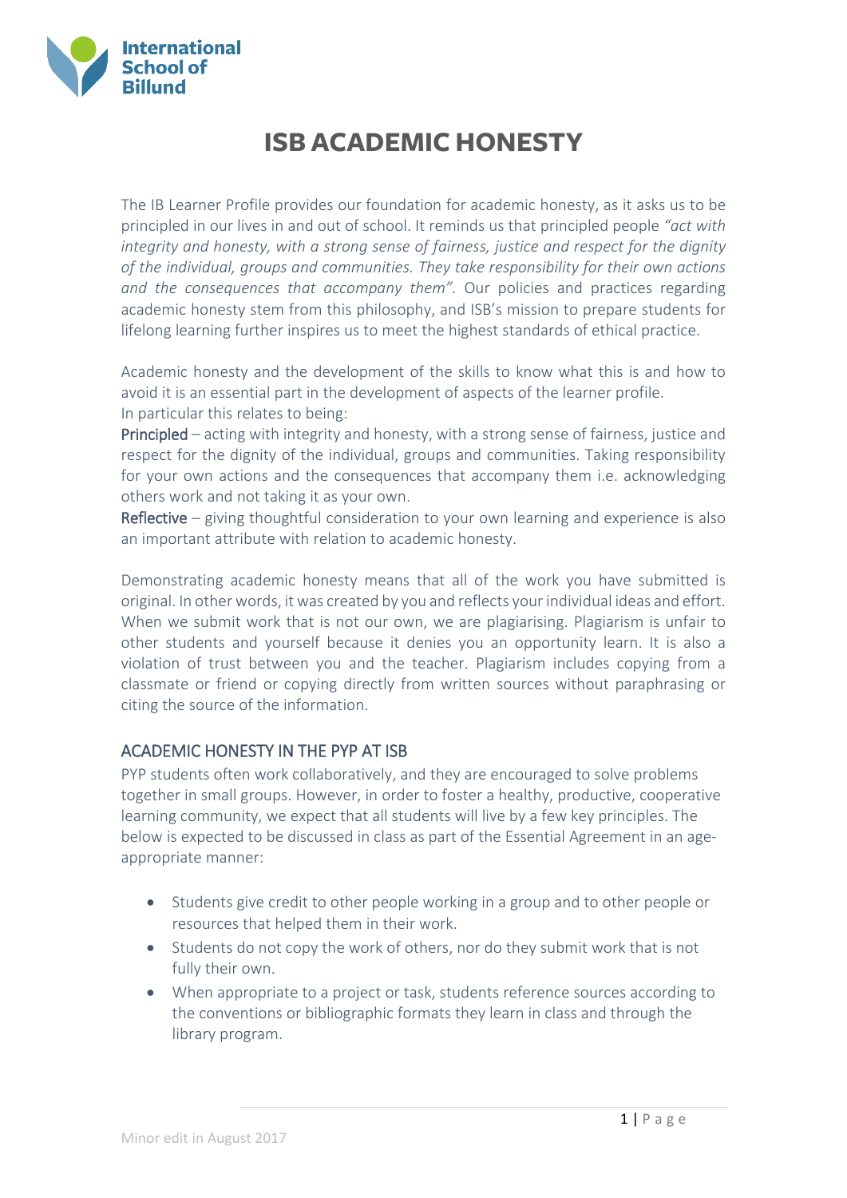# ISB ACADEMIC HONESTY

The IB Learner Profile provides our foundation for academic honesty, as it asks us to be principled in our lives in and out of school. It reminds us that principled people *"act with integrity and honesty, with a strong sense of fairness, justice and respect for the dignity of the individual, groups and communities. They take responsibility for their own actions and the consequences that accompany them"*. Our policies and practices regarding academic honesty stem from this philosophy, and ISB's mission to prepare students for lifelong learning further inspires us to meet the highest standards of ethical practice.

Academic honesty and the development of the skills to know what this is and how to avoid it is an essential part in the development of aspects of the learner profile.
In particular this relates to being:

**Principled** – acting with integrity and honesty, with a strong sense of fairness, justice and respect for the dignity of the individual, groups and communities. Taking responsibility for your own actions and the consequences that accompany them i.e. acknowledging others work and not taking it as your own.

**Reflective** – giving thoughtful consideration to your own learning and experience is also an important attribute with relation to academic honesty.

Demonstrating academic honesty means that all of the work you have submitted is original. In other words, it was created by you and reflects your individual ideas and effort. When we submit work that is not our own, we are plagiarising. Plagiarism is unfair to other students and yourself because it denies you an opportunity learn. It is also a violation of trust between you and the teacher. Plagiarism includes copying from a classmate or friend or copying directly from written sources without paraphrasing or citing the source of the information.

## ACADEMIC HONESTY IN THE PYP AT ISB

PYP students often work collaboratively, and they are encouraged to solve problems together in small groups. However, in order to foster a healthy, productive, cooperative learning community, we expect that all students will live by a few key principles. The below is expected to be discussed in class as part of the Essential Agreement in an age-appropriate manner:

- Students give credit to other people working in a group and to other people or resources that helped them in their work.
- Students do not copy the work of others, nor do they submit work that is not fully their own.
- When appropriate to a project or task, students reference sources according to the conventions or bibliographic formats they learn in class and through the library program.

Minor edit in August 2017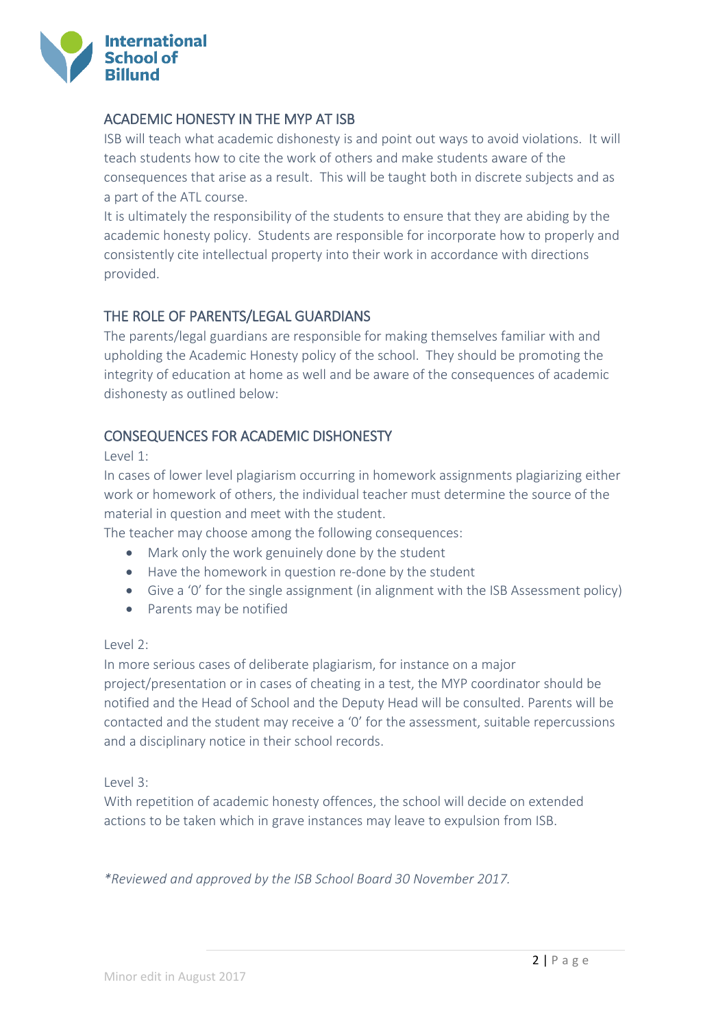## ACADEMIC HONESTY IN THE MYP AT ISB

ISB will teach what academic dishonesty is and point out ways to avoid violations. It will teach students how to cite the work of others and make students aware of the consequences that arise as a result. This will be taught both in discrete subjects and as a part of the ATL course.

It is ultimately the responsibility of the students to ensure that they are abiding by the academic honesty policy. Students are responsible for incorporate how to properly and consistently cite intellectual property into their work in accordance with directions provided.

## THE ROLE OF PARENTS/LEGAL GUARDIANS

The parents/legal guardians are responsible for making themselves familiar with and upholding the Academic Honesty policy of the school. They should be promoting the integrity of education at home as well and be aware of the consequences of academic dishonesty as outlined below:

## CONSEQUENCES FOR ACADEMIC DISHONESTY

Level 1:

In cases of lower level plagiarism occurring in homework assignments plagiarizing either work or homework of others, the individual teacher must determine the source of the material in question and meet with the student.

The teacher may choose among the following consequences:

- Mark only the work genuinely done by the student
- Have the homework in question re-done by the student
- Give a '0' for the single assignment (in alignment with the ISB Assessment policy)
- Parents may be notified

Level 2:

In more serious cases of deliberate plagiarism, for instance on a major project/presentation or in cases of cheating in a test, the MYP coordinator should be notified and the Head of School and the Deputy Head will be consulted. Parents will be contacted and the student may receive a '0' for the assessment, suitable repercussions and a disciplinary notice in their school records.

Level 3:

With repetition of academic honesty offences, the school will decide on extended actions to be taken which in grave instances may leave to expulsion from ISB.

*\*Reviewed and approved by the ISB School Board 30 November 2017.*